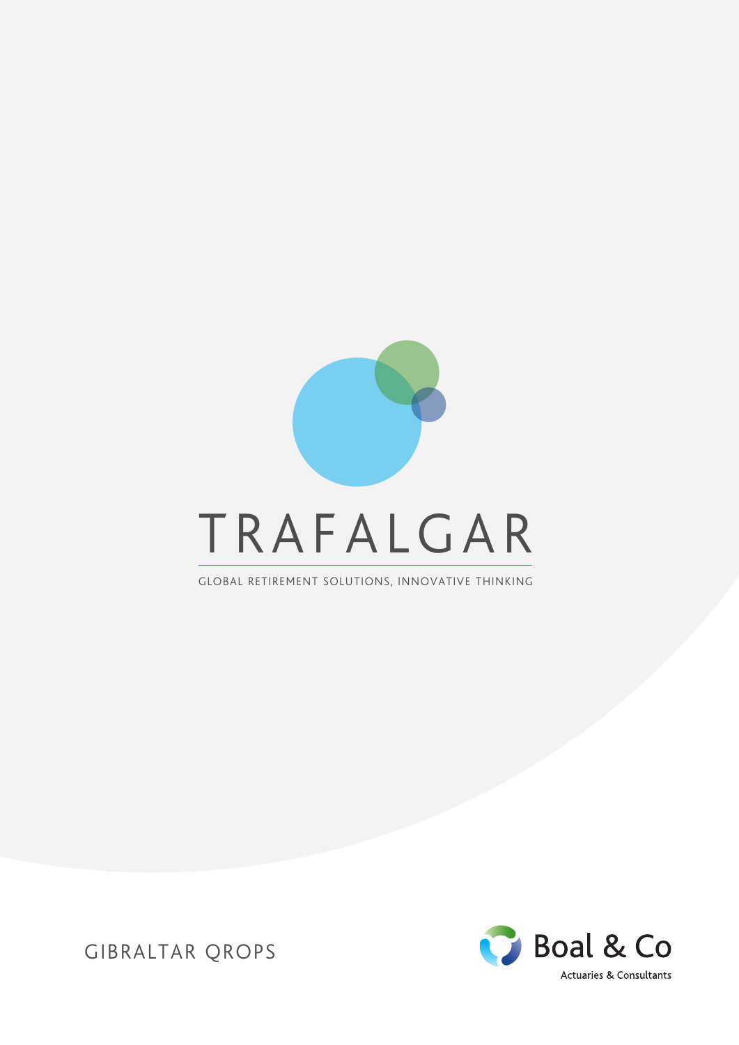# TRAFALGAR

GLOBAL RETIREMENT SOLUTIONS, INNOVATIVE THINKING

GIBRALTAR QROPS

Boal & Co

Actuaries & Consultants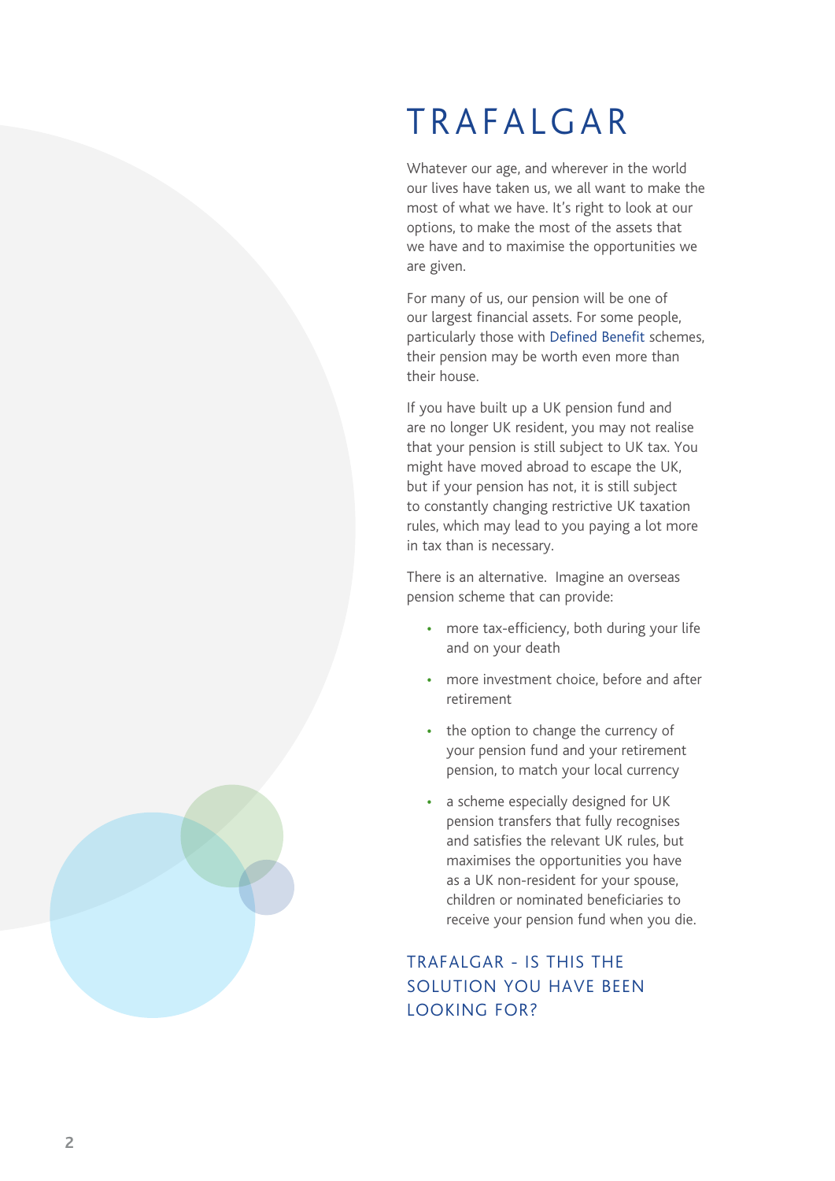# TRAFALGAR

Whatever our age, and wherever in the world our lives have taken us, we all want to make the most of what we have. It's right to look at our options, to make the most of the assets that we have and to maximise the opportunities we are given.

For many of us, our pension will be one of our largest financial assets. For some people, particularly those with Defined Benefit schemes, their pension may be worth even more than their house.

If you have built up a UK pension fund and are no longer UK resident, you may not realise that your pension is still subject to UK tax. You might have moved abroad to escape the UK, but if your pension has not, it is still subject to constantly changing restrictive UK taxation rules, which may lead to you paying a lot more in tax than is necessary.

There is an alternative. Imagine an overseas pension scheme that can provide:

- more tax-efficiency, both during your life and on your death
- more investment choice, before and after retirement
- the option to change the currency of your pension fund and your retirement pension, to match your local currency
- a scheme especially designed for UK pension transfers that fully recognises and satisfies the relevant UK rules, but maximises the opportunities you have as a UK non-resident for your spouse, children or nominated beneficiaries to receive your pension fund when you die.

## TRAFALGAR - IS THIS THE SOLUTION YOU HAVE BEEN LOOKING FOR?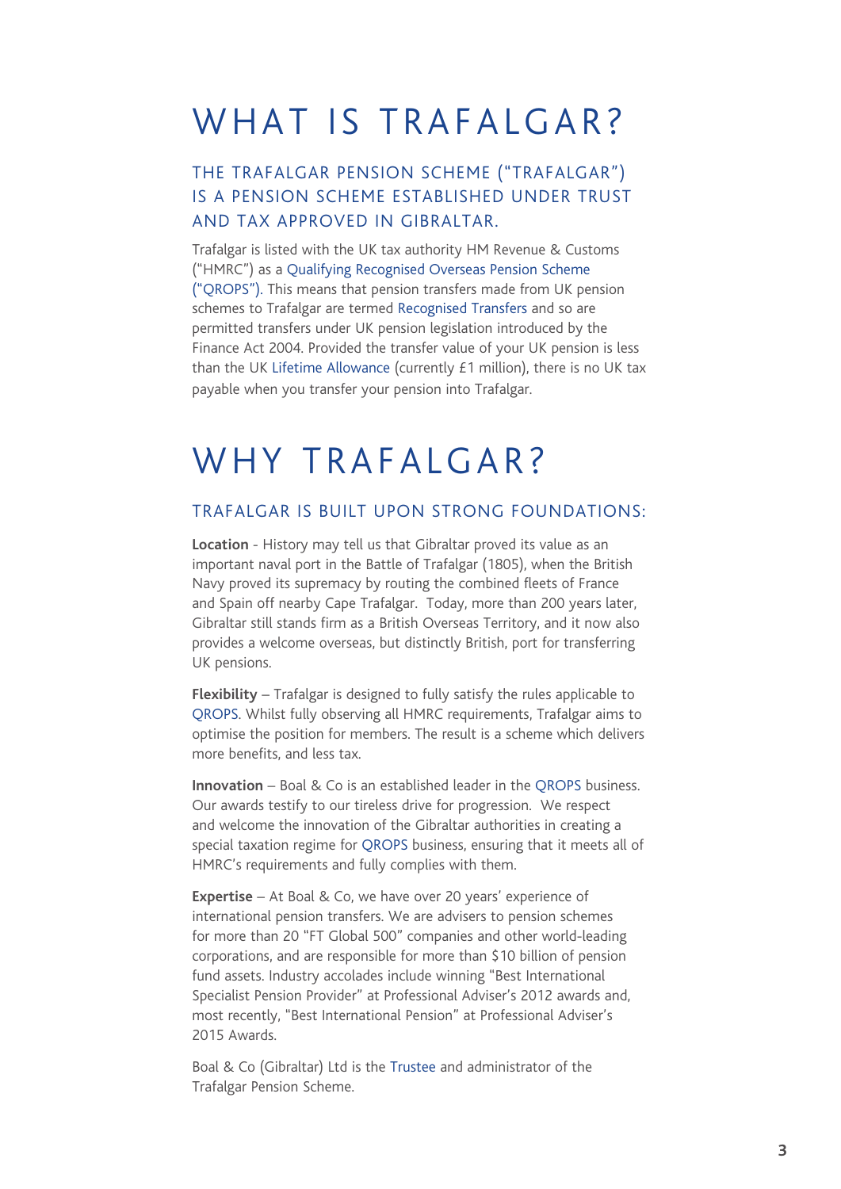# WHAT IS TRAFALGAR?

## THE TRAFALGAR PENSION SCHEME ("TRAFALGAR") IS A PENSION SCHEME ESTABLISHED UNDER TRUST AND TAX APPROVED IN GIBRALTAR.

Trafalgar is listed with the UK tax authority HM Revenue & Customs ("HMRC") as a Qualifying Recognised Overseas Pension Scheme ("QROPS"). This means that pension transfers made from UK pension schemes to Trafalgar are termed Recognised Transfers and so are permitted transfers under UK pension legislation introduced by the Finance Act 2004. Provided the transfer value of your UK pension is less than the UK Lifetime Allowance (currently £1 million), there is no UK tax payable when you transfer your pension into Trafalgar.

# WHY TRAFALGAR?

## TRAFALGAR IS BUILT UPON STRONG FOUNDATIONS:

**Location** - History may tell us that Gibraltar proved its value as an important naval port in the Battle of Trafalgar (1805), when the British Navy proved its supremacy by routing the combined fleets of France and Spain off nearby Cape Trafalgar. Today, more than 200 years later, Gibraltar still stands firm as a British Overseas Territory, and it now also provides a welcome overseas, but distinctly British, port for transferring UK pensions.

**Flexibility** – Trafalgar is designed to fully satisfy the rules applicable to QROPS. Whilst fully observing all HMRC requirements, Trafalgar aims to optimise the position for members. The result is a scheme which delivers more benefits, and less tax.

**Innovation** – Boal & Co is an established leader in the QROPS business. Our awards testify to our tireless drive for progression. We respect and welcome the innovation of the Gibraltar authorities in creating a special taxation regime for QROPS business, ensuring that it meets all of HMRC's requirements and fully complies with them.

**Expertise** – At Boal & Co, we have over 20 years' experience of international pension transfers. We are advisers to pension schemes for more than 20 "FT Global 500" companies and other world-leading corporations, and are responsible for more than $10 billion of pension fund assets. Industry accolades include winning "Best International Specialist Pension Provider" at Professional Adviser's 2012 awards and, most recently, "Best International Pension" at Professional Adviser's 2015 Awards.

Boal & Co (Gibraltar) Ltd is the Trustee and administrator of the Trafalgar Pension Scheme.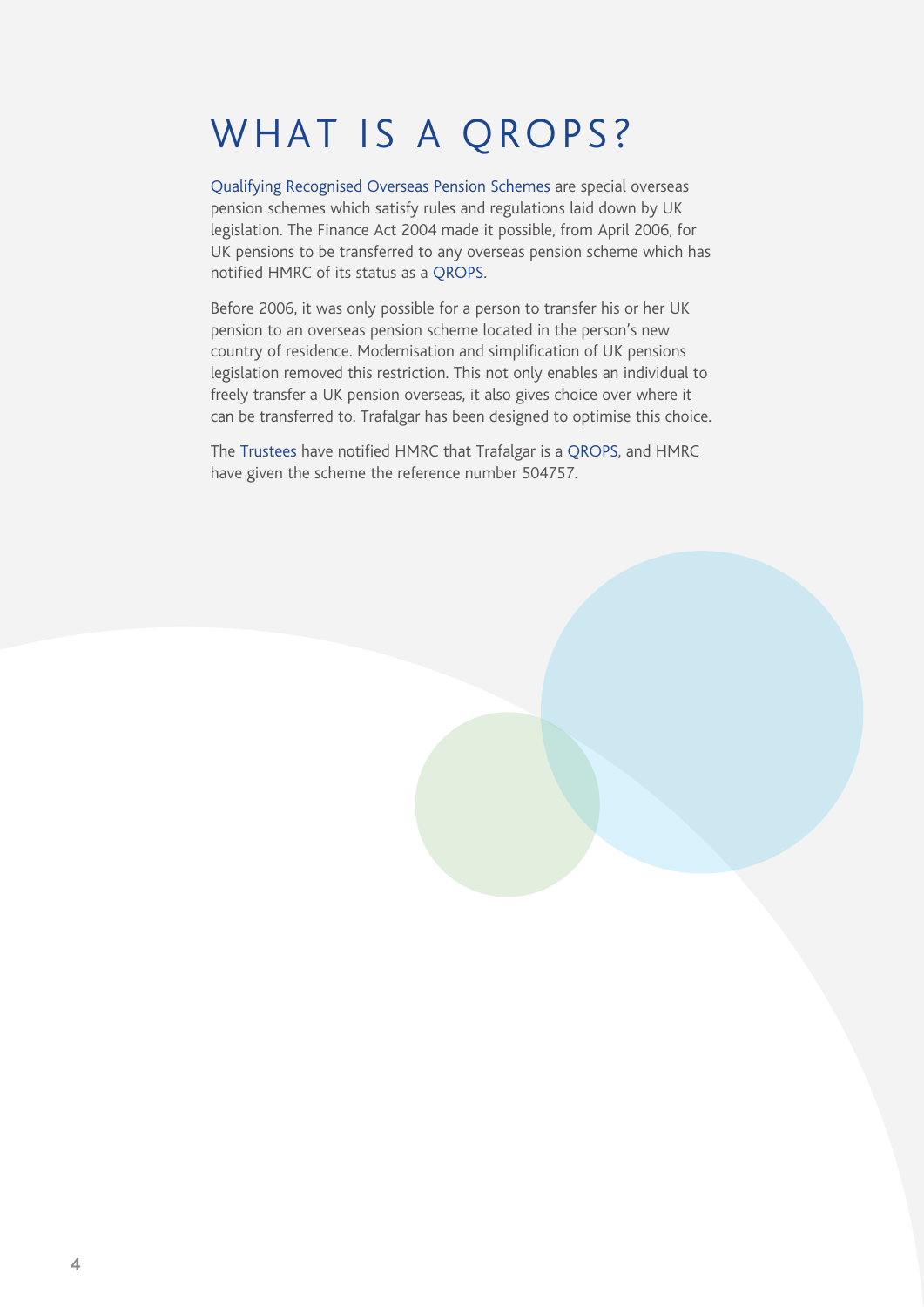# WHAT IS A QROPS?

Qualifying Recognised Overseas Pension Schemes are special overseas pension schemes which satisfy rules and regulations laid down by UK legislation. The Finance Act 2004 made it possible, from April 2006, for UK pensions to be transferred to any overseas pension scheme which has notified HMRC of its status as a QROPS.

Before 2006, it was only possible for a person to transfer his or her UK pension to an overseas pension scheme located in the person's new country of residence. Modernisation and simplification of UK pensions legislation removed this restriction. This not only enables an individual to freely transfer a UK pension overseas, it also gives choice over where it can be transferred to. Trafalgar has been designed to optimise this choice.

The Trustees have notified HMRC that Trafalgar is a QROPS, and HMRC have given the scheme the reference number 504757.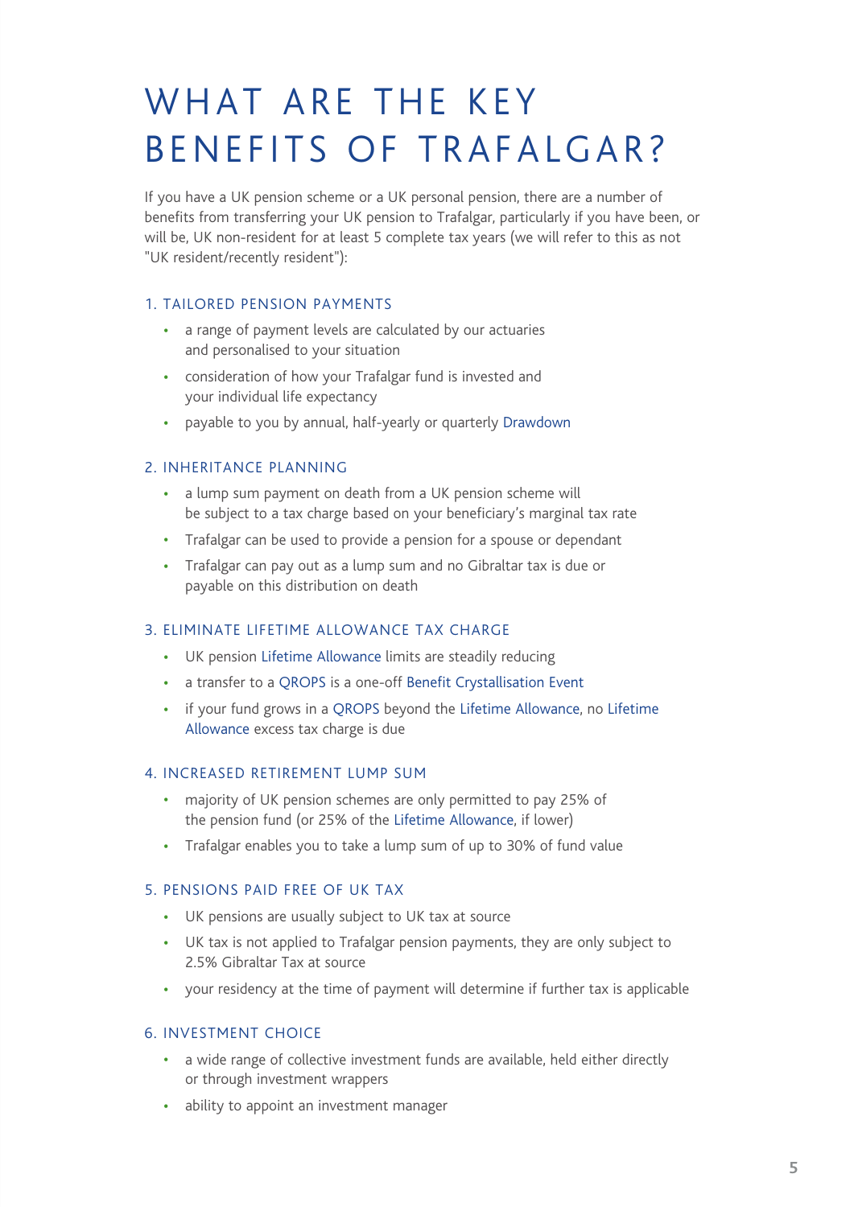# WHAT ARE THE KEY BENEFITS OF TRAFALGAR?

If you have a UK pension scheme or a UK personal pension, there are a number of benefits from transferring your UK pension to Trafalgar, particularly if you have been, or will be, UK non-resident for at least 5 complete tax years (we will refer to this as not "UK resident/recently resident"):

### 1. TAILORED PENSION PAYMENTS

- a range of payment levels are calculated by our actuaries and personalised to your situation
- consideration of how your Trafalgar fund is invested and your individual life expectancy
- payable to you by annual, half-yearly or quarterly Drawdown

### 2. INHERITANCE PLANNING

- a lump sum payment on death from a UK pension scheme will be subject to a tax charge based on your beneficiary's marginal tax rate
- Trafalgar can be used to provide a pension for a spouse or dependant
- Trafalgar can pay out as a lump sum and no Gibraltar tax is due or payable on this distribution on death

### 3. ELIMINATE LIFETIME ALLOWANCE TAX CHARGE

- UK pension Lifetime Allowance limits are steadily reducing
- a transfer to a QROPS is a one-off Benefit Crystallisation Event
- if your fund grows in a QROPS beyond the Lifetime Allowance, no Lifetime Allowance excess tax charge is due

### 4. INCREASED RETIREMENT LUMP SUM

- majority of UK pension schemes are only permitted to pay 25% of the pension fund (or 25% of the Lifetime Allowance, if lower)
- Trafalgar enables you to take a lump sum of up to 30% of fund value

### 5. PENSIONS PAID FREE OF UK TAX

- UK pensions are usually subject to UK tax at source
- UK tax is not applied to Trafalgar pension payments, they are only subject to 2.5% Gibraltar Tax at source
- your residency at the time of payment will determine if further tax is applicable

### 6. INVESTMENT CHOICE

- a wide range of collective investment funds are available, held either directly or through investment wrappers
- ability to appoint an investment manager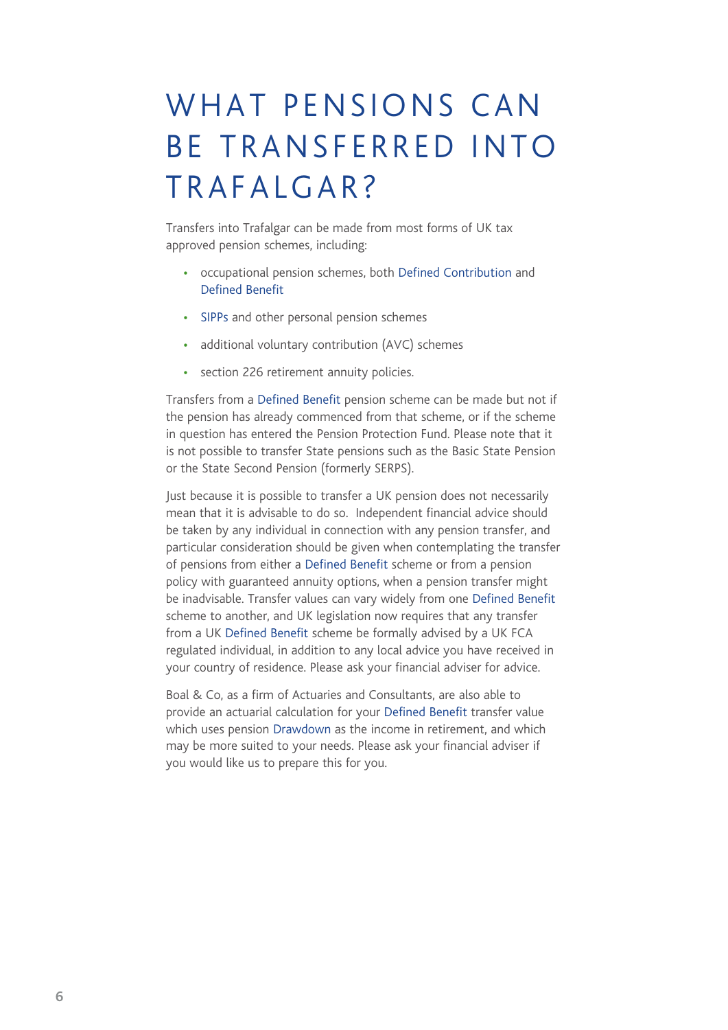# WHAT PENSIONS CAN BE TRANSFERRED INTO TRAFALGAR?

Transfers into Trafalgar can be made from most forms of UK tax approved pension schemes, including:

- occupational pension schemes, both Defined Contribution and Defined Benefit
- SIPPs and other personal pension schemes
- additional voluntary contribution (AVC) schemes
- section 226 retirement annuity policies.

Transfers from a Defined Benefit pension scheme can be made but not if the pension has already commenced from that scheme, or if the scheme in question has entered the Pension Protection Fund. Please note that it is not possible to transfer State pensions such as the Basic State Pension or the State Second Pension (formerly SERPS).

Just because it is possible to transfer a UK pension does not necessarily mean that it is advisable to do so. Independent financial advice should be taken by any individual in connection with any pension transfer, and particular consideration should be given when contemplating the transfer of pensions from either a Defined Benefit scheme or from a pension policy with guaranteed annuity options, when a pension transfer might be inadvisable. Transfer values can vary widely from one Defined Benefit scheme to another, and UK legislation now requires that any transfer from a UK Defined Benefit scheme be formally advised by a UK FCA regulated individual, in addition to any local advice you have received in your country of residence. Please ask your financial adviser for advice.

Boal & Co, as a firm of Actuaries and Consultants, are also able to provide an actuarial calculation for your Defined Benefit transfer value which uses pension Drawdown as the income in retirement, and which may be more suited to your needs. Please ask your financial adviser if you would like us to prepare this for you.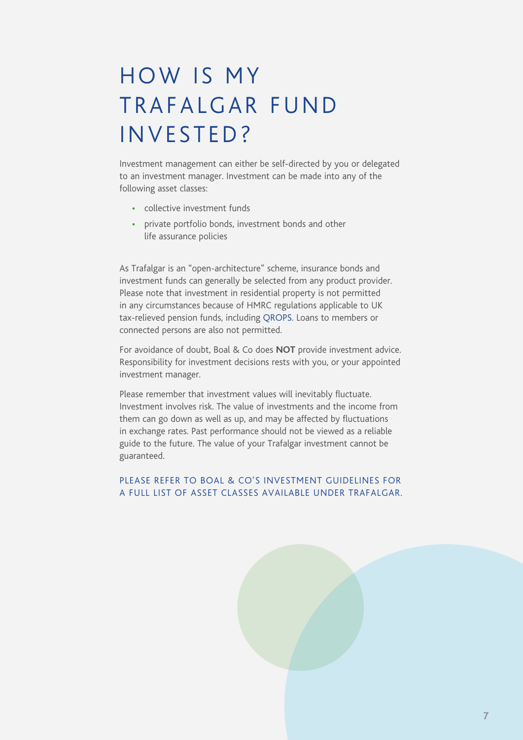# HOW IS MY TRAFALGAR FUND INVESTED?

Investment management can either be self-directed by you or delegated to an investment manager. Investment can be made into any of the following asset classes:

- collective investment funds
- private portfolio bonds, investment bonds and other life assurance policies

As Trafalgar is an "open-architecture" scheme, insurance bonds and investment funds can generally be selected from any product provider. Please note that investment in residential property is not permitted in any circumstances because of HMRC regulations applicable to UK tax-relieved pension funds, including QROPS. Loans to members or connected persons are also not permitted.

For avoidance of doubt, Boal & Co does **NOT** provide investment advice. Responsibility for investment decisions rests with you, or your appointed investment manager.

Please remember that investment values will inevitably fluctuate. Investment involves risk. The value of investments and the income from them can go down as well as up, and may be affected by fluctuations in exchange rates. Past performance should not be viewed as a reliable guide to the future. The value of your Trafalgar investment cannot be guaranteed.

PLEASE REFER TO BOAL & CO'S INVESTMENT GUIDELINES FOR A FULL LIST OF ASSET CLASSES AVAILABLE UNDER TRAFALGAR.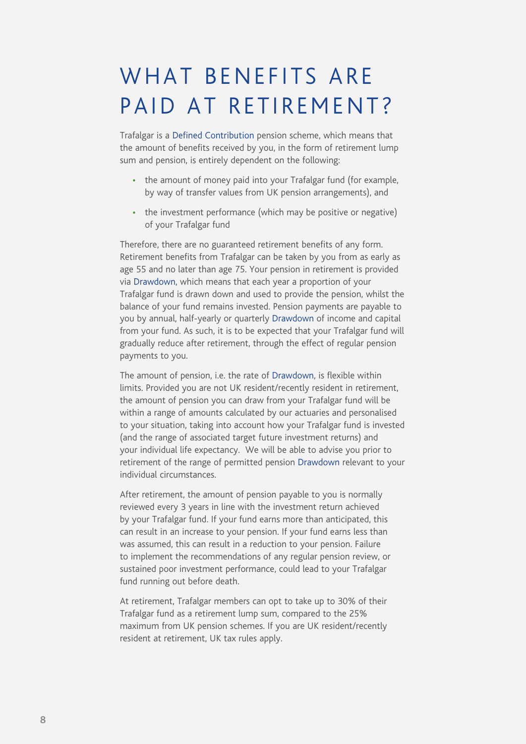# WHAT BENEFITS ARE PAID AT RETIREMENT?

Trafalgar is a Defined Contribution pension scheme, which means that the amount of benefits received by you, in the form of retirement lump sum and pension, is entirely dependent on the following:

- the amount of money paid into your Trafalgar fund (for example, by way of transfer values from UK pension arrangements), and
- the investment performance (which may be positive or negative) of your Trafalgar fund

Therefore, there are no guaranteed retirement benefits of any form. Retirement benefits from Trafalgar can be taken by you from as early as age 55 and no later than age 75. Your pension in retirement is provided via Drawdown, which means that each year a proportion of your Trafalgar fund is drawn down and used to provide the pension, whilst the balance of your fund remains invested. Pension payments are payable to you by annual, half-yearly or quarterly Drawdown of income and capital from your fund. As such, it is to be expected that your Trafalgar fund will gradually reduce after retirement, through the effect of regular pension payments to you.

The amount of pension, i.e. the rate of Drawdown, is flexible within limits. Provided you are not UK resident/recently resident in retirement, the amount of pension you can draw from your Trafalgar fund will be within a range of amounts calculated by our actuaries and personalised to your situation, taking into account how your Trafalgar fund is invested (and the range of associated target future investment returns) and your individual life expectancy. We will be able to advise you prior to retirement of the range of permitted pension Drawdown relevant to your individual circumstances.

After retirement, the amount of pension payable to you is normally reviewed every 3 years in line with the investment return achieved by your Trafalgar fund. If your fund earns more than anticipated, this can result in an increase to your pension. If your fund earns less than was assumed, this can result in a reduction to your pension. Failure to implement the recommendations of any regular pension review, or sustained poor investment performance, could lead to your Trafalgar fund running out before death.

At retirement, Trafalgar members can opt to take up to 30% of their Trafalgar fund as a retirement lump sum, compared to the 25% maximum from UK pension schemes. If you are UK resident/recently resident at retirement, UK tax rules apply.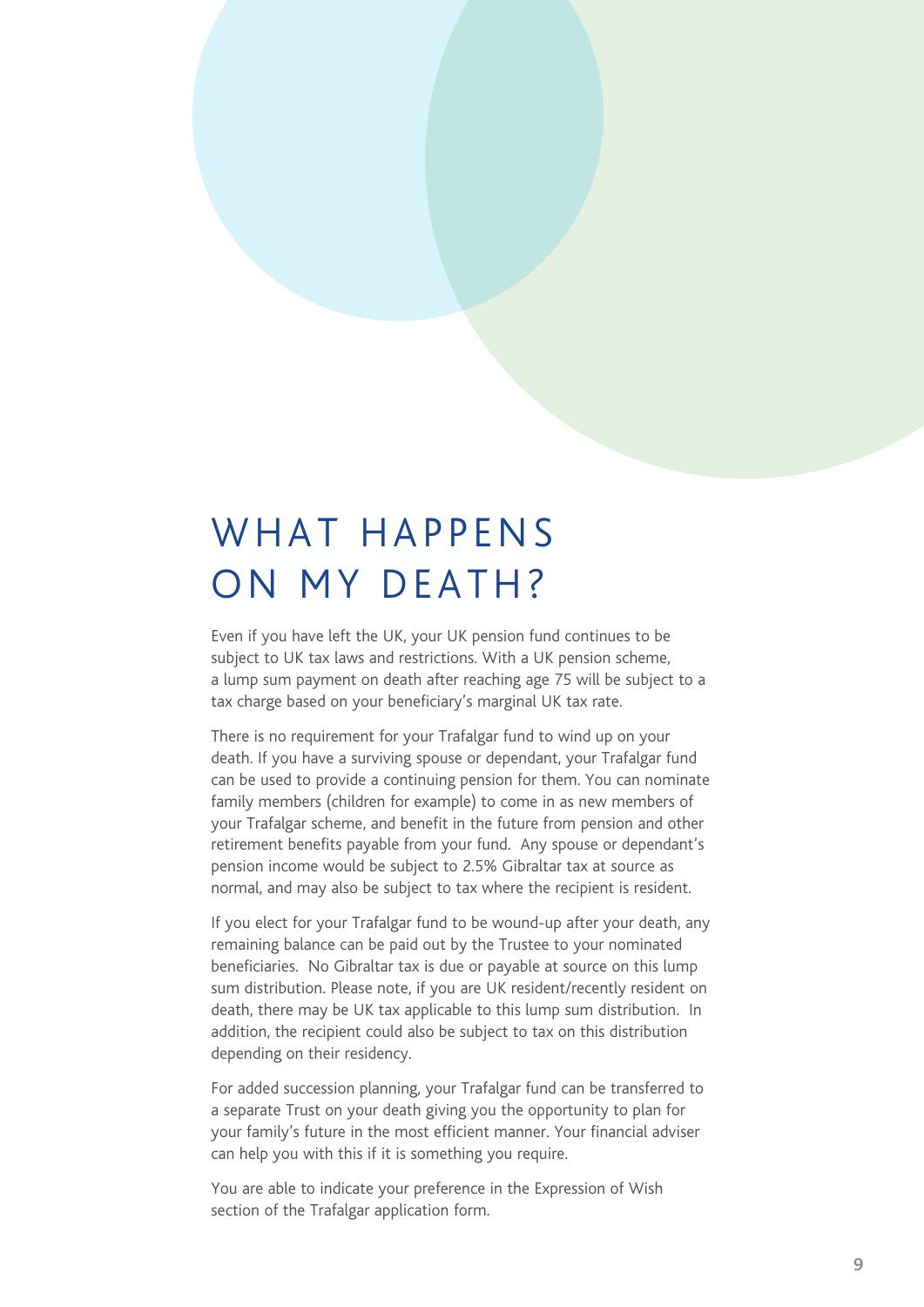# WHAT HAPPENS ON MY DEATH?

Even if you have left the UK, your UK pension fund continues to be subject to UK tax laws and restrictions. With a UK pension scheme, a lump sum payment on death after reaching age 75 will be subject to a tax charge based on your beneficiary's marginal UK tax rate.

There is no requirement for your Trafalgar fund to wind up on your death. If you have a surviving spouse or dependant, your Trafalgar fund can be used to provide a continuing pension for them. You can nominate family members (children for example) to come in as new members of your Trafalgar scheme, and benefit in the future from pension and other retirement benefits payable from your fund. Any spouse or dependant's pension income would be subject to 2.5% Gibraltar tax at source as normal, and may also be subject to tax where the recipient is resident.

If you elect for your Trafalgar fund to be wound-up after your death, any remaining balance can be paid out by the Trustee to your nominated beneficiaries. No Gibraltar tax is due or payable at source on this lump sum distribution. Please note, if you are UK resident/recently resident on death, there may be UK tax applicable to this lump sum distribution. In addition, the recipient could also be subject to tax on this distribution depending on their residency.

For added succession planning, your Trafalgar fund can be transferred to a separate Trust on your death giving you the opportunity to plan for your family's future in the most efficient manner. Your financial adviser can help you with this if it is something you require.

You are able to indicate your preference in the Expression of Wish section of the Trafalgar application form.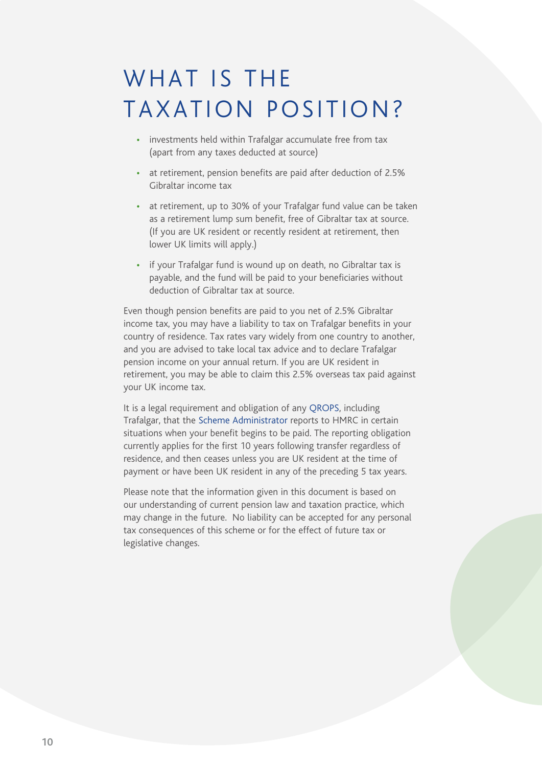# WHAT IS THE TAXATION POSITION?

- investments held within Trafalgar accumulate free from tax (apart from any taxes deducted at source)
- at retirement, pension benefits are paid after deduction of 2.5% Gibraltar income tax
- at retirement, up to 30% of your Trafalgar fund value can be taken as a retirement lump sum benefit, free of Gibraltar tax at source. (If you are UK resident or recently resident at retirement, then lower UK limits will apply.)
- if your Trafalgar fund is wound up on death, no Gibraltar tax is payable, and the fund will be paid to your beneficiaries without deduction of Gibraltar tax at source.

Even though pension benefits are paid to you net of 2.5% Gibraltar income tax, you may have a liability to tax on Trafalgar benefits in your country of residence. Tax rates vary widely from one country to another, and you are advised to take local tax advice and to declare Trafalgar pension income on your annual return. If you are UK resident in retirement, you may be able to claim this 2.5% overseas tax paid against your UK income tax.

It is a legal requirement and obligation of any QROPS, including Trafalgar, that the Scheme Administrator reports to HMRC in certain situations when your benefit begins to be paid. The reporting obligation currently applies for the first 10 years following transfer regardless of residence, and then ceases unless you are UK resident at the time of payment or have been UK resident in any of the preceding 5 tax years.

Please note that the information given in this document is based on our understanding of current pension law and taxation practice, which may change in the future. No liability can be accepted for any personal tax consequences of this scheme or for the effect of future tax or legislative changes.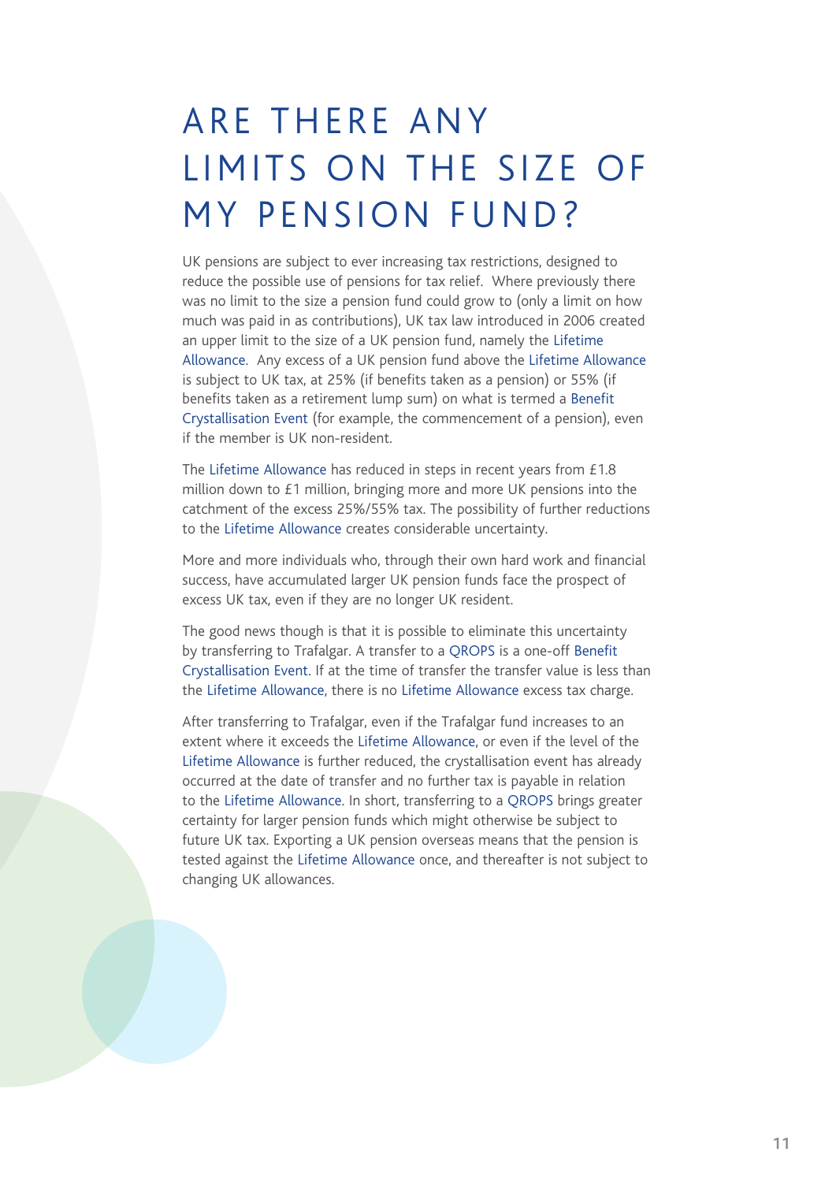# ARE THERE ANY LIMITS ON THE SIZE OF MY PENSION FUND?

UK pensions are subject to ever increasing tax restrictions, designed to reduce the possible use of pensions for tax relief. Where previously there was no limit to the size a pension fund could grow to (only a limit on how much was paid in as contributions), UK tax law introduced in 2006 created an upper limit to the size of a UK pension fund, namely the Lifetime Allowance. Any excess of a UK pension fund above the Lifetime Allowance is subject to UK tax, at 25% (if benefits taken as a pension) or 55% (if benefits taken as a retirement lump sum) on what is termed a Benefit Crystallisation Event (for example, the commencement of a pension), even if the member is UK non-resident.

The Lifetime Allowance has reduced in steps in recent years from £1.8 million down to £1 million, bringing more and more UK pensions into the catchment of the excess 25%/55% tax. The possibility of further reductions to the Lifetime Allowance creates considerable uncertainty.

More and more individuals who, through their own hard work and financial success, have accumulated larger UK pension funds face the prospect of excess UK tax, even if they are no longer UK resident.

The good news though is that it is possible to eliminate this uncertainty by transferring to Trafalgar. A transfer to a QROPS is a one-off Benefit Crystallisation Event. If at the time of transfer the transfer value is less than the Lifetime Allowance, there is no Lifetime Allowance excess tax charge.

After transferring to Trafalgar, even if the Trafalgar fund increases to an extent where it exceeds the Lifetime Allowance, or even if the level of the Lifetime Allowance is further reduced, the crystallisation event has already occurred at the date of transfer and no further tax is payable in relation to the Lifetime Allowance. In short, transferring to a QROPS brings greater certainty for larger pension funds which might otherwise be subject to future UK tax. Exporting a UK pension overseas means that the pension is tested against the Lifetime Allowance once, and thereafter is not subject to changing UK allowances.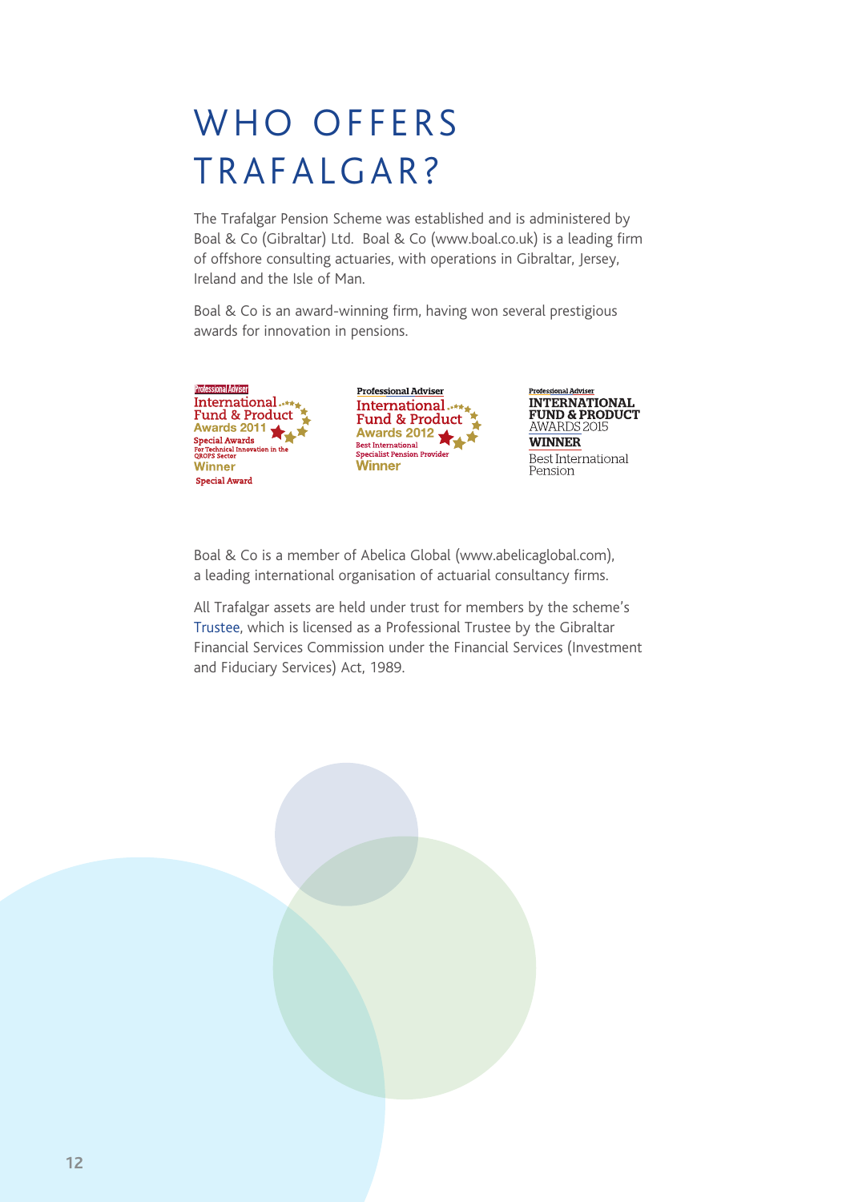# WHO OFFERS TRAFALGAR?

The Trafalgar Pension Scheme was established and is administered by Boal & Co (Gibraltar) Ltd. Boal & Co (www.boal.co.uk) is a leading firm of offshore consulting actuaries, with operations in Gibraltar, Jersey, Ireland and the Isle of Man.

Boal & Co is an award-winning firm, having won several prestigious awards for innovation in pensions.

Professional Adviser International Fund & Product Awards 2011 Special Awards For Technical Innovation in the QROPS Sector Winner Special Award

Professional Adviser International Fund & Product Awards 2012 Best International Specialist Pension Provider Winner

Professional Adviser INTERNATIONAL FUND & PRODUCT AWARDS 2015 WINNER Best International Pension

Boal & Co is a member of Abelica Global (www.abelicaglobal.com), a leading international organisation of actuarial consultancy firms.

All Trafalgar assets are held under trust for members by the scheme's Trustee, which is licensed as a Professional Trustee by the Gibraltar Financial Services Commission under the Financial Services (Investment and Fiduciary Services) Act, 1989.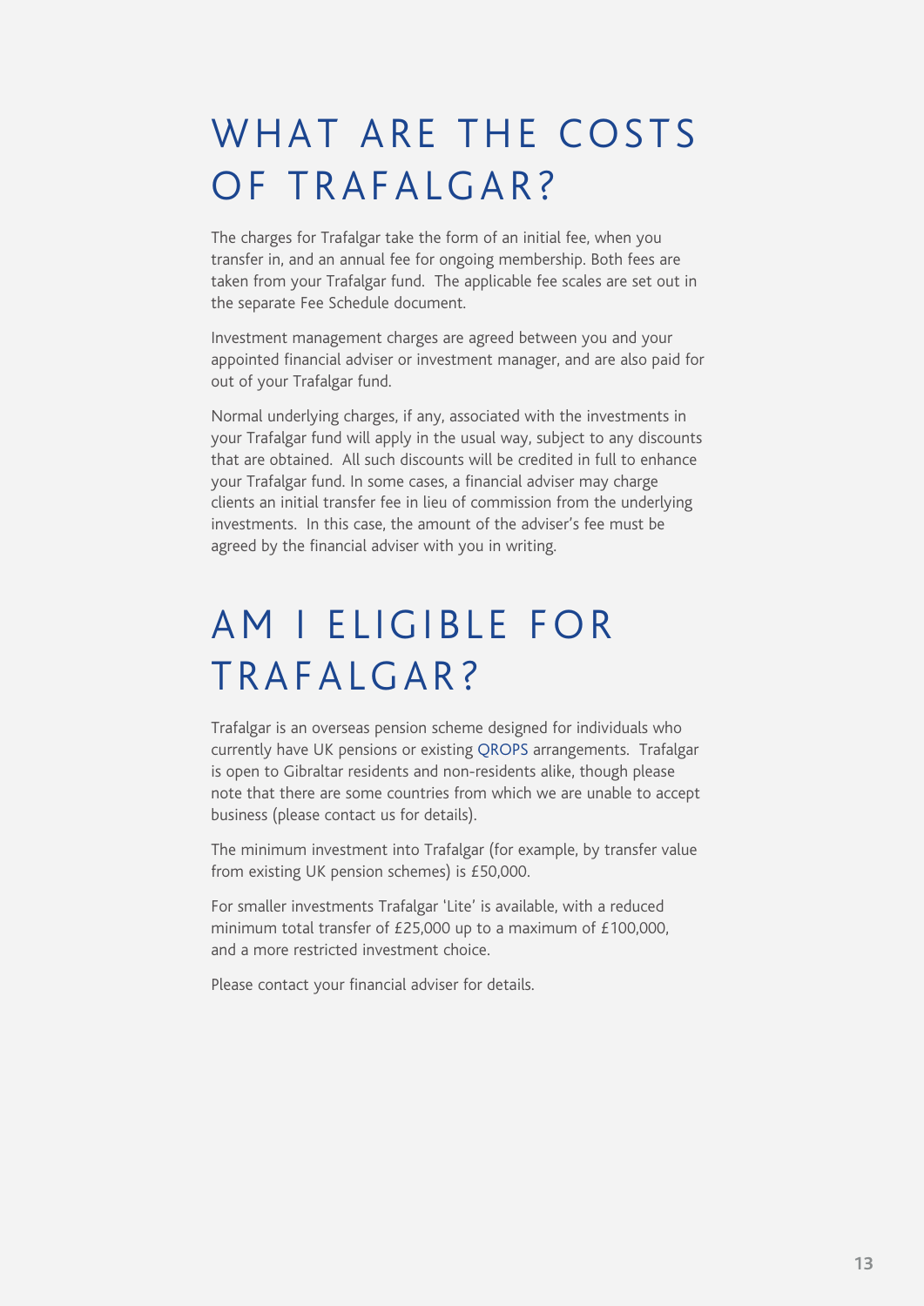# WHAT ARE THE COSTS OF TRAFALGAR?

The charges for Trafalgar take the form of an initial fee, when you transfer in, and an annual fee for ongoing membership. Both fees are taken from your Trafalgar fund. The applicable fee scales are set out in the separate Fee Schedule document.

Investment management charges are agreed between you and your appointed financial adviser or investment manager, and are also paid for out of your Trafalgar fund.

Normal underlying charges, if any, associated with the investments in your Trafalgar fund will apply in the usual way, subject to any discounts that are obtained. All such discounts will be credited in full to enhance your Trafalgar fund. In some cases, a financial adviser may charge clients an initial transfer fee in lieu of commission from the underlying investments. In this case, the amount of the adviser's fee must be agreed by the financial adviser with you in writing.

# AM I ELIGIBLE FOR TRAFALGAR?

Trafalgar is an overseas pension scheme designed for individuals who currently have UK pensions or existing QROPS arrangements. Trafalgar is open to Gibraltar residents and non-residents alike, though please note that there are some countries from which we are unable to accept business (please contact us for details).

The minimum investment into Trafalgar (for example, by transfer value from existing UK pension schemes) is £50,000.

For smaller investments Trafalgar 'Lite' is available, with a reduced minimum total transfer of £25,000 up to a maximum of £100,000, and a more restricted investment choice.

Please contact your financial adviser for details.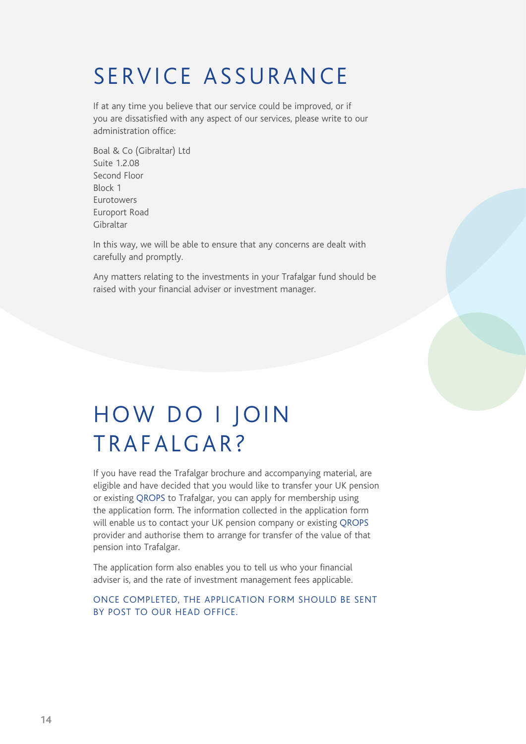# SERVICE ASSURANCE

If at any time you believe that our service could be improved, or if you are dissatisfied with any aspect of our services, please write to our administration office:

Boal & Co (Gibraltar) Ltd
Suite 1.2.08
Second Floor
Block 1
Eurotowers
Europort Road
Gibraltar

In this way, we will be able to ensure that any concerns are dealt with carefully and promptly.

Any matters relating to the investments in your Trafalgar fund should be raised with your financial adviser or investment manager.

# HOW DO I JOIN TRAFALGAR?

If you have read the Trafalgar brochure and accompanying material, are eligible and have decided that you would like to transfer your UK pension or existing QROPS to Trafalgar, you can apply for membership using the application form. The information collected in the application form will enable us to contact your UK pension company or existing QROPS provider and authorise them to arrange for transfer of the value of that pension into Trafalgar.

The application form also enables you to tell us who your financial adviser is, and the rate of investment management fees applicable.

ONCE COMPLETED, THE APPLICATION FORM SHOULD BE SENT BY POST TO OUR HEAD OFFICE.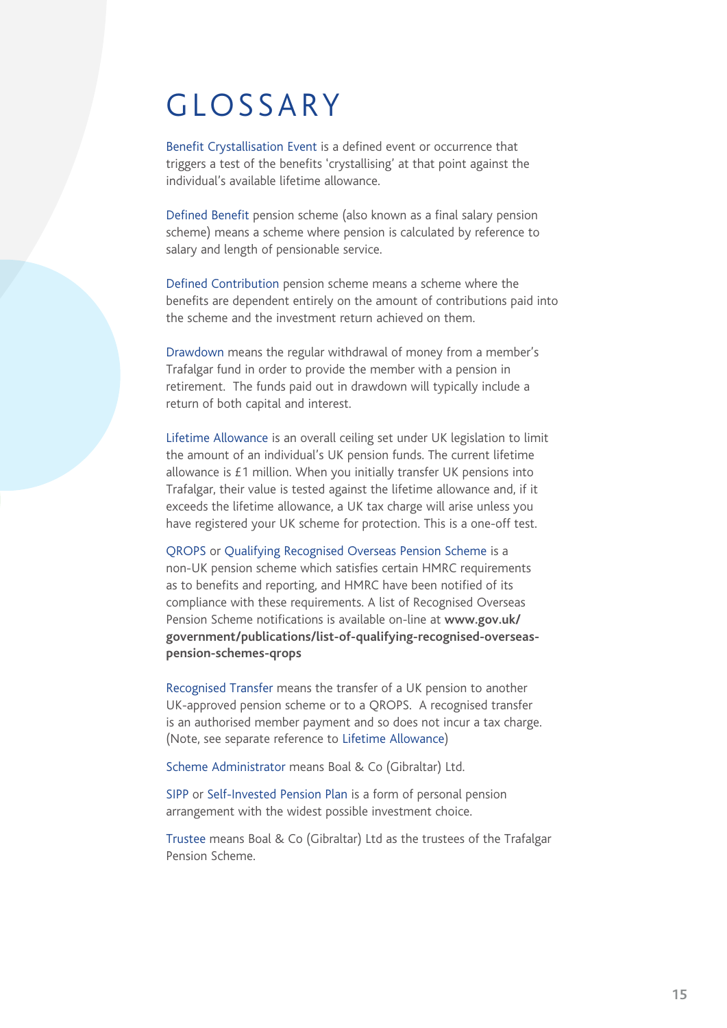# GLOSSARY

Benefit Crystallisation Event is a defined event or occurrence that triggers a test of the benefits 'crystallising' at that point against the individual's available lifetime allowance.

Defined Benefit pension scheme (also known as a final salary pension scheme) means a scheme where pension is calculated by reference to salary and length of pensionable service.

Defined Contribution pension scheme means a scheme where the benefits are dependent entirely on the amount of contributions paid into the scheme and the investment return achieved on them.

Drawdown means the regular withdrawal of money from a member's Trafalgar fund in order to provide the member with a pension in retirement. The funds paid out in drawdown will typically include a return of both capital and interest.

Lifetime Allowance is an overall ceiling set under UK legislation to limit the amount of an individual's UK pension funds. The current lifetime allowance is £1 million. When you initially transfer UK pensions into Trafalgar, their value is tested against the lifetime allowance and, if it exceeds the lifetime allowance, a UK tax charge will arise unless you have registered your UK scheme for protection. This is a one-off test.

QROPS or Qualifying Recognised Overseas Pension Scheme is a non-UK pension scheme which satisfies certain HMRC requirements as to benefits and reporting, and HMRC have been notified of its compliance with these requirements. A list of Recognised Overseas Pension Scheme notifications is available on-line at **www.gov.uk/government/publications/list-of-qualifying-recognised-overseas-pension-schemes-qrops**

Recognised Transfer means the transfer of a UK pension to another UK-approved pension scheme or to a QROPS. A recognised transfer is an authorised member payment and so does not incur a tax charge. (Note, see separate reference to Lifetime Allowance)

Scheme Administrator means Boal & Co (Gibraltar) Ltd.

SIPP or Self-Invested Pension Plan is a form of personal pension arrangement with the widest possible investment choice.

Trustee means Boal & Co (Gibraltar) Ltd as the trustees of the Trafalgar Pension Scheme.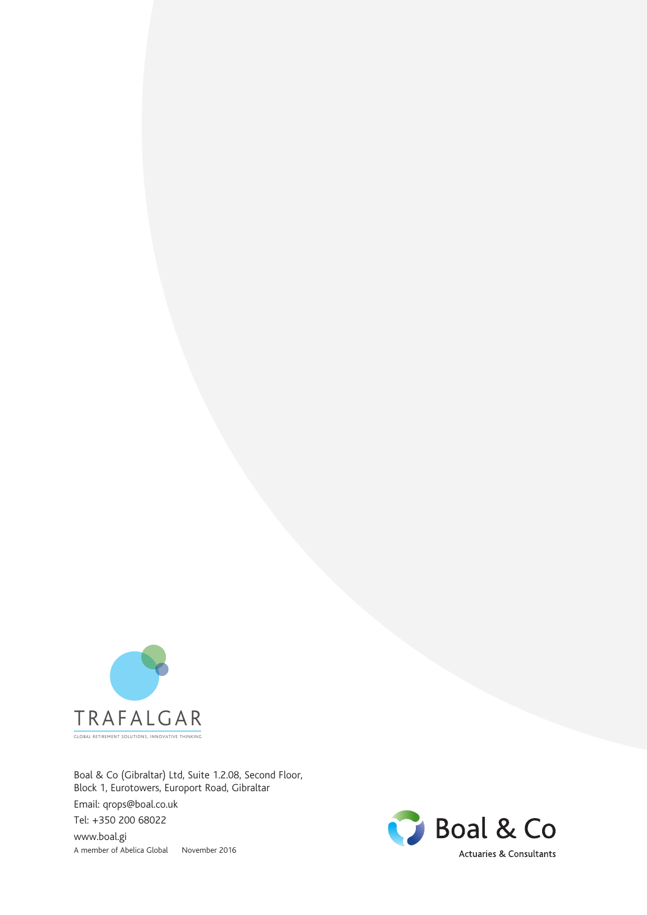TRAFALGAR

GLOBAL RETIREMENT SOLUTIONS, INNOVATIVE THINKING

Boal & Co (Gibraltar) Ltd, Suite 1.2.08, Second Floor,
Block 1, Eurotowers, Europort Road, Gibraltar

Email: qrops@boal.co.uk

Tel: +350 200 68022

www.boal.gi

A member of Abelica Global November 2016

Boal & Co

Actuaries & Consultants